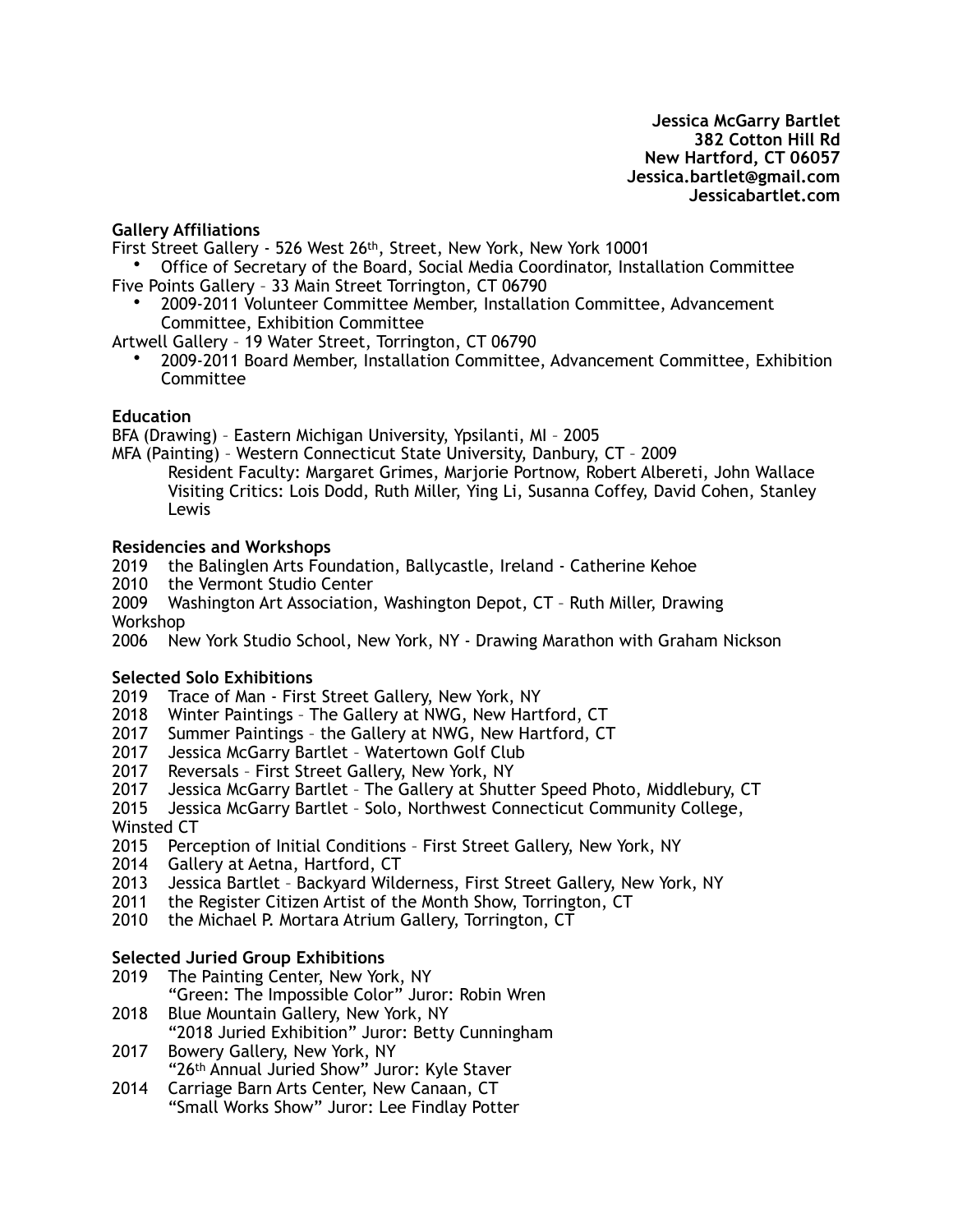**Jessica McGarry Bartlet**
**382 Cotton Hill Rd**
**New Hartford, CT 06057**
**Jessica.bartlet@gmail.com**
**Jessicabartlet.com**

### Gallery Affiliations

First Street Gallery - 526 West 26th, Street, New York, New York 10001

- Office of Secretary of the Board, Social Media Coordinator, Installation Committee

Five Points Gallery – 33 Main Street Torrington, CT 06790

- 2009-2011 Volunteer Committee Member, Installation Committee, Advancement Committee, Exhibition Committee

Artwell Gallery – 19 Water Street, Torrington, CT 06790

- 2009-2011 Board Member, Installation Committee, Advancement Committee, Exhibition Committee

### Education

BFA (Drawing) – Eastern Michigan University, Ypsilanti, MI – 2005
MFA (Painting) – Western Connecticut State University, Danbury, CT – 2009
Resident Faculty: Margaret Grimes, Marjorie Portnow, Robert Albereti, John Wallace
Visiting Critics: Lois Dodd, Ruth Miller, Ying Li, Susanna Coffey, David Cohen, Stanley Lewis

### Residencies and Workshops

2019 the Balinglen Arts Foundation, Ballycastle, Ireland - Catherine Kehoe
2010 the Vermont Studio Center
2009 Washington Art Association, Washington Depot, CT – Ruth Miller, Drawing Workshop
2006 New York Studio School, New York, NY - Drawing Marathon with Graham Nickson

### Selected Solo Exhibitions

2019 Trace of Man - First Street Gallery, New York, NY
2018 Winter Paintings – The Gallery at NWG, New Hartford, CT
2017 Summer Paintings – the Gallery at NWG, New Hartford, CT
2017 Jessica McGarry Bartlet – Watertown Golf Club
2017 Reversals – First Street Gallery, New York, NY
2017 Jessica McGarry Bartlet – The Gallery at Shutter Speed Photo, Middlebury, CT
2015 Jessica McGarry Bartlet – Solo, Northwest Connecticut Community College, Winsted CT
2015 Perception of Initial Conditions – First Street Gallery, New York, NY
2014 Gallery at Aetna, Hartford, CT
2013 Jessica Bartlet – Backyard Wilderness, First Street Gallery, New York, NY
2011 the Register Citizen Artist of the Month Show, Torrington, CT
2010 the Michael P. Mortara Atrium Gallery, Torrington, CT

### Selected Juried Group Exhibitions

2019 The Painting Center, New York, NY
"Green: The Impossible Color" Juror: Robin Wren
2018 Blue Mountain Gallery, New York, NY
"2018 Juried Exhibition" Juror: Betty Cunningham
2017 Bowery Gallery, New York, NY
"26th Annual Juried Show" Juror: Kyle Staver
2014 Carriage Barn Arts Center, New Canaan, CT
"Small Works Show" Juror: Lee Findlay Potter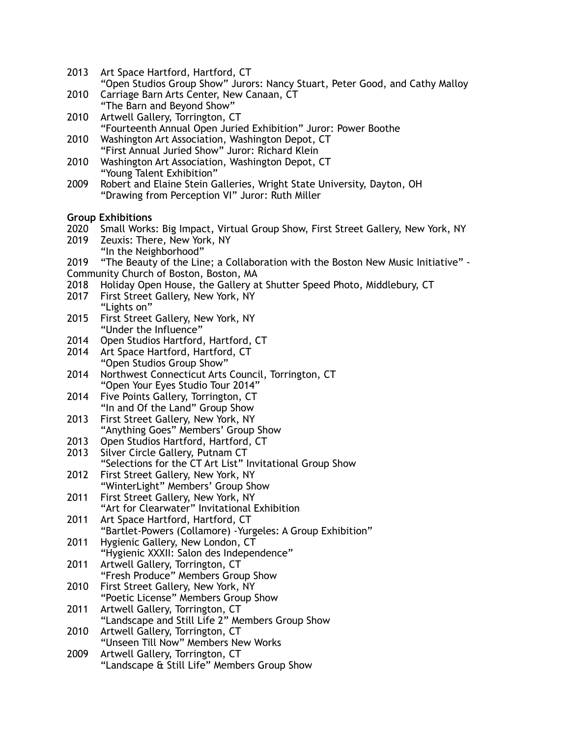2013 Art Space Hartford, Hartford, CT
"Open Studios Group Show" Jurors: Nancy Stuart, Peter Good, and Cathy Malloy

2010 Carriage Barn Arts Center, New Canaan, CT
"The Barn and Beyond Show"

2010 Artwell Gallery, Torrington, CT
"Fourteenth Annual Open Juried Exhibition" Juror: Power Boothe

2010 Washington Art Association, Washington Depot, CT
"First Annual Juried Show" Juror: Richard Klein

2010 Washington Art Association, Washington Depot, CT
"Young Talent Exhibition"

2009 Robert and Elaine Stein Galleries, Wright State University, Dayton, OH
"Drawing from Perception VI" Juror: Ruth Miller

**Group Exhibitions**

2020 Small Works: Big Impact, Virtual Group Show, First Street Gallery, New York, NY

2019 Zeuxis: There, New York, NY
"In the Neighborhood"

2019 "The Beauty of the Line; a Collaboration with the Boston New Music Initiative" - Community Church of Boston, Boston, MA

2018 Holiday Open House, the Gallery at Shutter Speed Photo, Middlebury, CT

2017 First Street Gallery, New York, NY
"Lights on"

2015 First Street Gallery, New York, NY
"Under the Influence"

2014 Open Studios Hartford, Hartford, CT

2014 Art Space Hartford, Hartford, CT
"Open Studios Group Show"

2014 Northwest Connecticut Arts Council, Torrington, CT
"Open Your Eyes Studio Tour 2014"

2014 Five Points Gallery, Torrington, CT
"In and Of the Land" Group Show

2013 First Street Gallery, New York, NY
"Anything Goes" Members' Group Show

2013 Open Studios Hartford, Hartford, CT

2013 Silver Circle Gallery, Putnam CT
"Selections for the CT Art List" Invitational Group Show

2012 First Street Gallery, New York, NY
"WinterLight" Members' Group Show

2011 First Street Gallery, New York, NY
"Art for Clearwater" Invitational Exhibition

2011 Art Space Hartford, Hartford, CT
"Bartlet-Powers (Collamore) -Yurgeles: A Group Exhibition"

2011 Hygienic Gallery, New London, CT
"Hygienic XXXII: Salon des Independence"

2011 Artwell Gallery, Torrington, CT
"Fresh Produce" Members Group Show

2010 First Street Gallery, New York, NY
"Poetic License" Members Group Show

2011 Artwell Gallery, Torrington, CT
"Landscape and Still Life 2" Members Group Show

2010 Artwell Gallery, Torrington, CT
"Unseen Till Now" Members New Works

2009 Artwell Gallery, Torrington, CT
"Landscape & Still Life" Members Group Show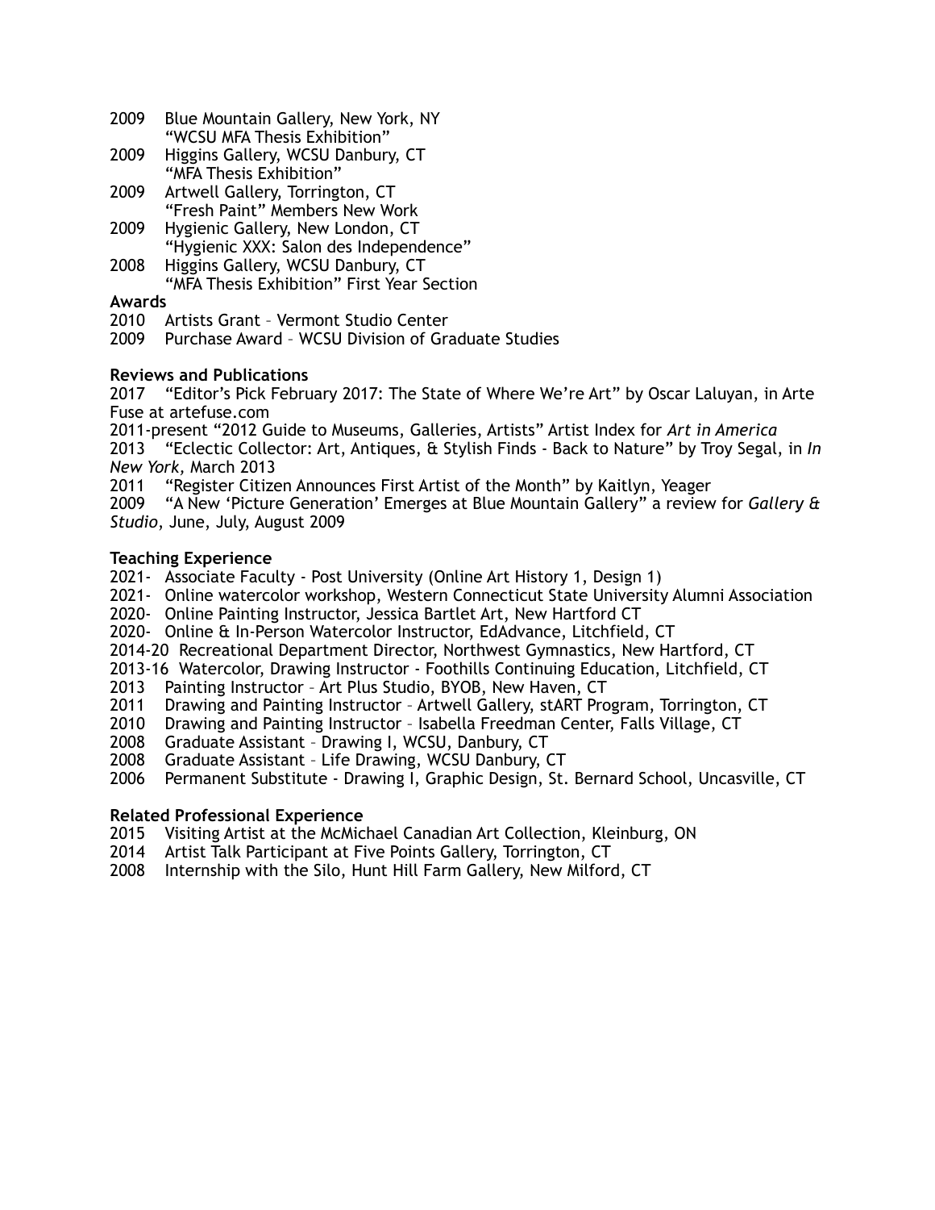2009 Blue Mountain Gallery, New York, NY
"WCSU MFA Thesis Exhibition"
2009 Higgins Gallery, WCSU Danbury, CT
"MFA Thesis Exhibition"
2009 Artwell Gallery, Torrington, CT
"Fresh Paint" Members New Work
2009 Hygienic Gallery, New London, CT
"Hygienic XXX: Salon des Independence"
2008 Higgins Gallery, WCSU Danbury, CT
"MFA Thesis Exhibition" First Year Section

**Awards**

2010 Artists Grant – Vermont Studio Center
2009 Purchase Award – WCSU Division of Graduate Studies

**Reviews and Publications**

2017 "Editor's Pick February 2017: The State of Where We're Art" by Oscar Laluyan, in Arte Fuse at artefuse.com
2011-present "2012 Guide to Museums, Galleries, Artists" Artist Index for *Art in America*
2013 "Eclectic Collector: Art, Antiques, & Stylish Finds - Back to Nature" by Troy Segal, in *In New York,* March 2013
2011 "Register Citizen Announces First Artist of the Month" by Kaitlyn, Yeager
2009 "A New 'Picture Generation' Emerges at Blue Mountain Gallery" a review for *Gallery & Studio*, June, July, August 2009

**Teaching Experience**

2021- Associate Faculty - Post University (Online Art History 1, Design 1)
2021- Online watercolor workshop, Western Connecticut State University Alumni Association
2020- Online Painting Instructor, Jessica Bartlet Art, New Hartford CT
2020- Online & In-Person Watercolor Instructor, EdAdvance, Litchfield, CT
2014-20 Recreational Department Director, Northwest Gymnastics, New Hartford, CT
2013-16 Watercolor, Drawing Instructor - Foothills Continuing Education, Litchfield, CT
2013 Painting Instructor – Art Plus Studio, BYOB, New Haven, CT
2011 Drawing and Painting Instructor – Artwell Gallery, stART Program, Torrington, CT
2010 Drawing and Painting Instructor – Isabella Freedman Center, Falls Village, CT
2008 Graduate Assistant – Drawing I, WCSU, Danbury, CT
2008 Graduate Assistant – Life Drawing, WCSU Danbury, CT
2006 Permanent Substitute - Drawing I, Graphic Design, St. Bernard School, Uncasville, CT

**Related Professional Experience**

2015 Visiting Artist at the McMichael Canadian Art Collection, Kleinburg, ON
2014 Artist Talk Participant at Five Points Gallery, Torrington, CT
2008 Internship with the Silo, Hunt Hill Farm Gallery, New Milford, CT